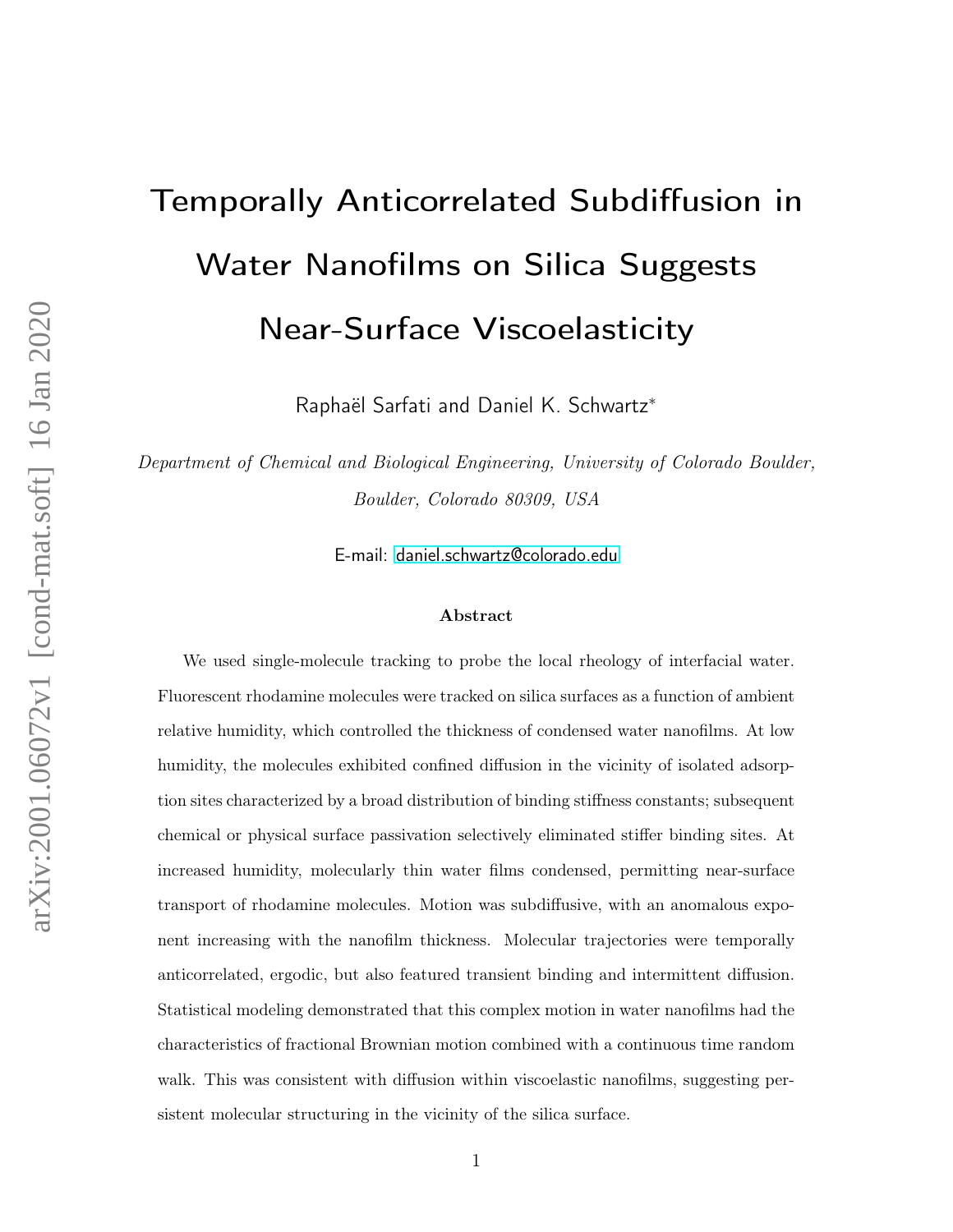# Temporally Anticorrelated Subdiffusion in Water Nanofilms on Silica Suggests Near-Surface Viscoelasticity

Raphaël Sarfati and Daniel K. Schwartz*

*Department of Chemical and Biological Engineering, University of Colorado Boulder, Boulder, Colorado 80309, USA*

E-mail: daniel.schwartz@colorado.edu

### Abstract

We used single-molecule tracking to probe the local rheology of interfacial water. Fluorescent rhodamine molecules were tracked on silica surfaces as a function of ambient relative humidity, which controlled the thickness of condensed water nanofilms. At low humidity, the molecules exhibited confined diffusion in the vicinity of isolated adsorption sites characterized by a broad distribution of binding stiffness constants; subsequent chemical or physical surface passivation selectively eliminated stiffer binding sites. At increased humidity, molecularly thin water films condensed, permitting near-surface transport of rhodamine molecules. Motion was subdiffusive, with an anomalous exponent increasing with the nanofilm thickness. Molecular trajectories were temporally anticorrelated, ergodic, but also featured transient binding and intermittent diffusion. Statistical modeling demonstrated that this complex motion in water nanofilms had the characteristics of fractional Brownian motion combined with a continuous time random walk. This was consistent with diffusion within viscoelastic nanofilms, suggesting persistent molecular structuring in the vicinity of the silica surface.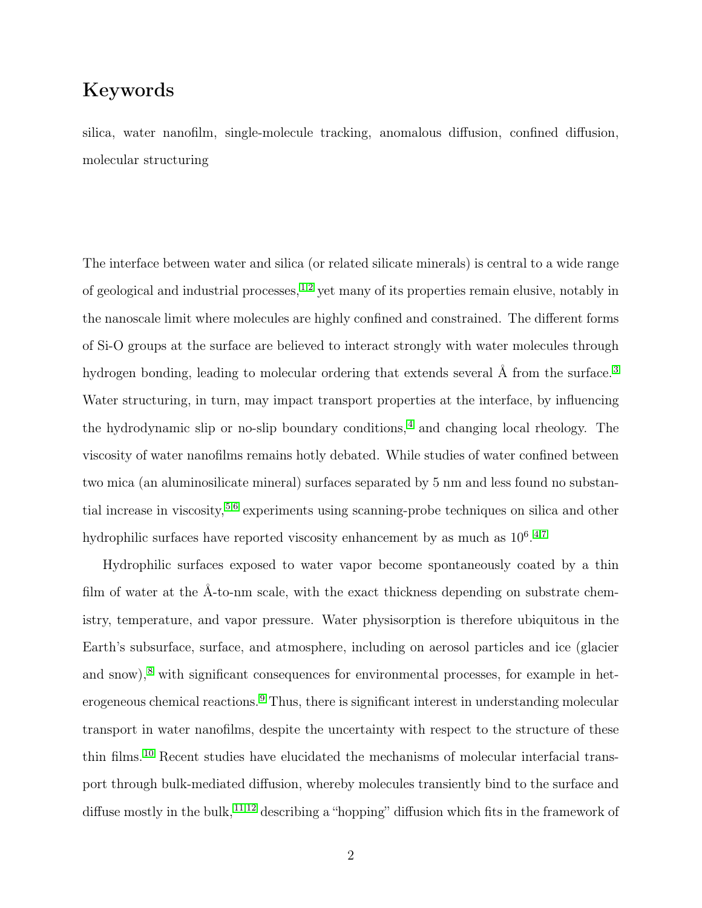## Keywords

silica, water nanofilm, single-molecule tracking, anomalous diffusion, confined diffusion, molecular structuring

The interface between water and silica (or related silicate minerals) is central to a wide range of geological and industrial processes,[1,2] yet many of its properties remain elusive, notably in the nanoscale limit where molecules are highly confined and constrained. The different forms of Si-O groups at the surface are believed to interact strongly with water molecules through hydrogen bonding, leading to molecular ordering that extends several Å from the surface.[3] Water structuring, in turn, may impact transport properties at the interface, by influencing the hydrodynamic slip or no-slip boundary conditions,[4] and changing local rheology. The viscosity of water nanofilms remains hotly debated. While studies of water confined between two mica (an aluminosilicate mineral) surfaces separated by 5 nm and less found no substantial increase in viscosity,[5,6] experiments using scanning-probe techniques on silica and other hydrophilic surfaces have reported viscosity enhancement by as much as $10^6$.[4,7]

Hydrophilic surfaces exposed to water vapor become spontaneously coated by a thin film of water at the Å-to-nm scale, with the exact thickness depending on substrate chemistry, temperature, and vapor pressure. Water physisorption is therefore ubiquitous in the Earth's subsurface, surface, and atmosphere, including on aerosol particles and ice (glacier and snow),[8] with significant consequences for environmental processes, for example in heterogeneous chemical reactions.[9] Thus, there is significant interest in understanding molecular transport in water nanofilms, despite the uncertainty with respect to the structure of these thin films.[10] Recent studies have elucidated the mechanisms of molecular interfacial transport through bulk-mediated diffusion, whereby molecules transiently bind to the surface and diffuse mostly in the bulk,[11,12] describing a "hopping" diffusion which fits in the framework of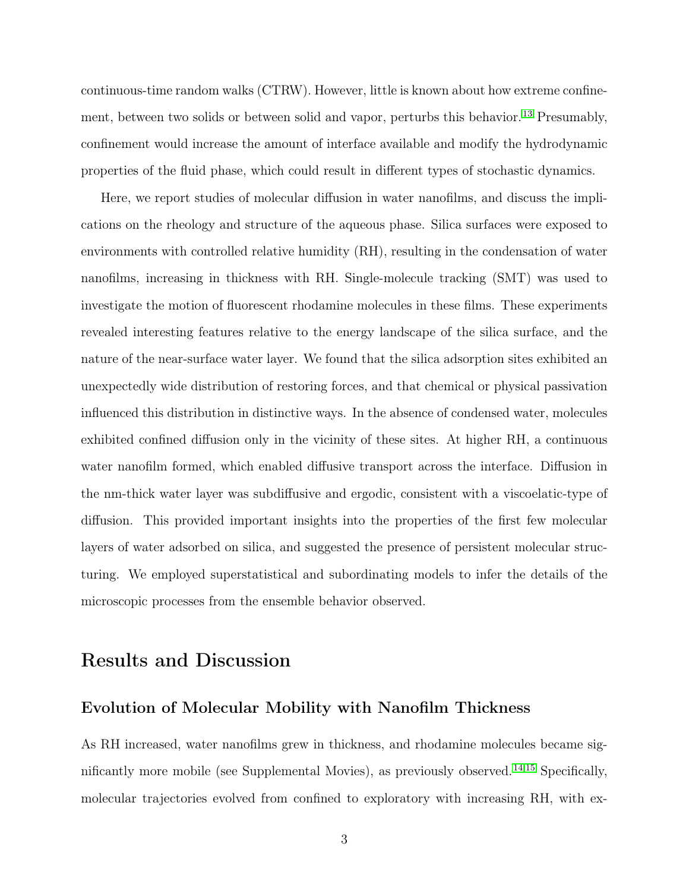continuous-time random walks (CTRW). However, little is known about how extreme confinement, between two solids or between solid and vapor, perturbs this behavior.[13] Presumably, confinement would increase the amount of interface available and modify the hydrodynamic properties of the fluid phase, which could result in different types of stochastic dynamics.

Here, we report studies of molecular diffusion in water nanofilms, and discuss the implications on the rheology and structure of the aqueous phase. Silica surfaces were exposed to environments with controlled relative humidity (RH), resulting in the condensation of water nanofilms, increasing in thickness with RH. Single-molecule tracking (SMT) was used to investigate the motion of fluorescent rhodamine molecules in these films. These experiments revealed interesting features relative to the energy landscape of the silica surface, and the nature of the near-surface water layer. We found that the silica adsorption sites exhibited an unexpectedly wide distribution of restoring forces, and that chemical or physical passivation influenced this distribution in distinctive ways. In the absence of condensed water, molecules exhibited confined diffusion only in the vicinity of these sites. At higher RH, a continuous water nanofilm formed, which enabled diffusive transport across the interface. Diffusion in the nm-thick water layer was subdiffusive and ergodic, consistent with a viscoelatic-type of diffusion. This provided important insights into the properties of the first few molecular layers of water adsorbed on silica, and suggested the presence of persistent molecular structuring. We employed superstatistical and subordinating models to infer the details of the microscopic processes from the ensemble behavior observed.

# Results and Discussion

## Evolution of Molecular Mobility with Nanofilm Thickness

As RH increased, water nanofilms grew in thickness, and rhodamine molecules became significantly more mobile (see Supplemental Movies), as previously observed.[14,15] Specifically, molecular trajectories evolved from confined to exploratory with increasing RH, with ex-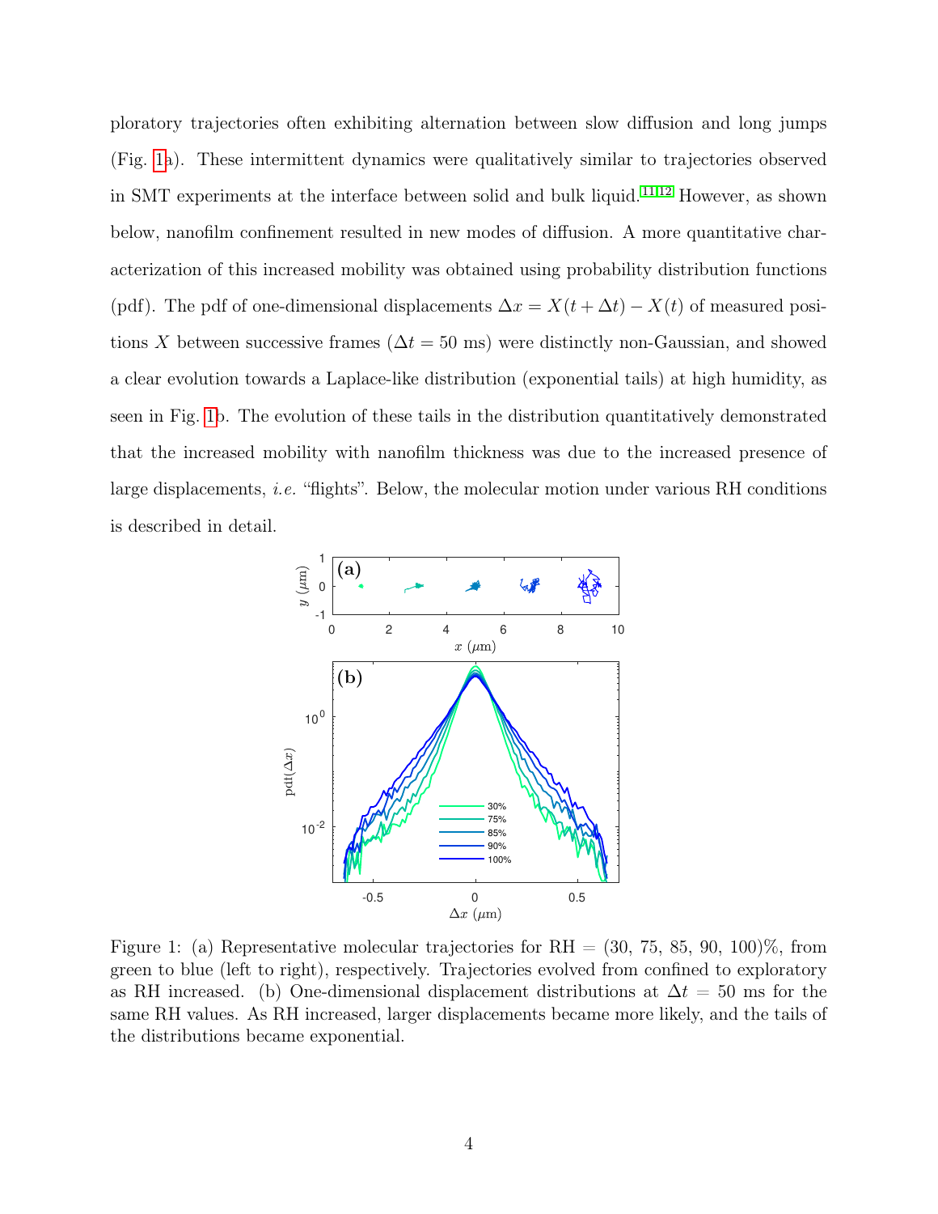ploratory trajectories often exhibiting alternation between slow diffusion and long jumps (Fig. 1a). These intermittent dynamics were qualitatively similar to trajectories observed in SMT experiments at the interface between solid and bulk liquid.[11,12] However, as shown below, nanofilm confinement resulted in new modes of diffusion. A more quantitative characterization of this increased mobility was obtained using probability distribution functions (pdf). The pdf of one-dimensional displacements $\Delta x = X(t + \Delta t) - X(t)$ of measured positions $X$ between successive frames ($\Delta t = 50$ ms) were distinctly non-Gaussian, and showed a clear evolution towards a Laplace-like distribution (exponential tails) at high humidity, as seen in Fig. 1b. The evolution of these tails in the distribution quantitatively demonstrated that the increased mobility with nanofilm thickness was due to the increased presence of large displacements, *i.e.* "flights". Below, the molecular motion under various RH conditions is described in detail.

Figure 1: (a) Representative molecular trajectories for RH = (30, 75, 85, 90, 100)%, from green to blue (left to right), respectively. Trajectories evolved from confined to exploratory as RH increased. (b) One-dimensional displacement distributions at $\Delta t = 50$ ms for the same RH values. As RH increased, larger displacements became more likely, and the tails of the distributions became exponential.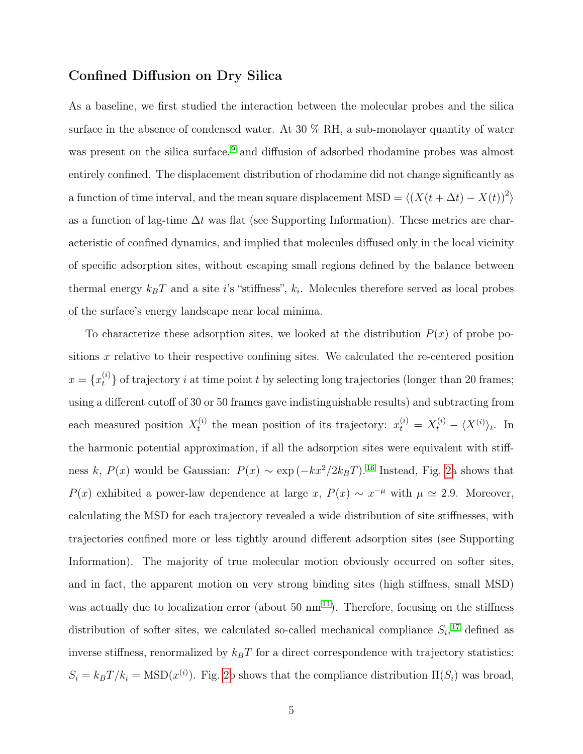### Confined Diffusion on Dry Silica

As a baseline, we first studied the interaction between the molecular probes and the silica surface in the absence of condensed water. At 30 % RH, a sub-monolayer quantity of water was present on the silica surface,[9] and diffusion of adsorbed rhodamine probes was almost entirely confined. The displacement distribution of rhodamine did not change significantly as a function of time interval, and the mean square displacement $\mathrm{MSD} = \langle (X(t + \Delta t) - X(t))^2 \rangle$ as a function of lag-time $\Delta t$ was flat (see Supporting Information). These metrics are characteristic of confined dynamics, and implied that molecules diffused only in the local vicinity of specific adsorption sites, without escaping small regions defined by the balance between thermal energy $k_B T$ and a site $i$'s "stiffness", $k_i$. Molecules therefore served as local probes of the surface's energy landscape near local minima.

To characterize these adsorption sites, we looked at the distribution $P(x)$ of probe positions $x$ relative to their respective confining sites. We calculated the re-centered position $x = \{x_t^{(i)}\}$ of trajectory $i$ at time point $t$ by selecting long trajectories (longer than 20 frames; using a different cutoff of 30 or 50 frames gave indistinguishable results) and subtracting from each measured position $X_t^{(i)}$ the mean position of its trajectory: $x_t^{(i)} = X_t^{(i)} - \langle X^{(i)} \rangle_t$. In the harmonic potential approximation, if all the adsorption sites were equivalent with stiffness $k$, $P(x)$ would be Gaussian: $P(x) \sim \exp(-kx^2/2k_B T)$.[16] Instead, Fig. 2a shows that $P(x)$ exhibited a power-law dependence at large $x$, $P(x) \sim x^{-\mu}$ with $\mu \simeq 2.9$. Moreover, calculating the MSD for each trajectory revealed a wide distribution of site stiffnesses, with trajectories confined more or less tightly around different adsorption sites (see Supporting Information). The majority of true molecular motion obviously occurred on softer sites, and in fact, the apparent motion on very strong binding sites (high stiffness, small MSD) was actually due to localization error (about 50 nm[11]). Therefore, focusing on the stiffness distribution of softer sites, we calculated so-called mechanical compliance $S_i$,[17] defined as inverse stiffness, renormalized by $k_B T$ for a direct correspondence with trajectory statistics: $S_i = k_B T / k_i = \mathrm{MSD}(x^{(i)})$. Fig. 2b shows that the compliance distribution $\Pi(S_i)$ was broad,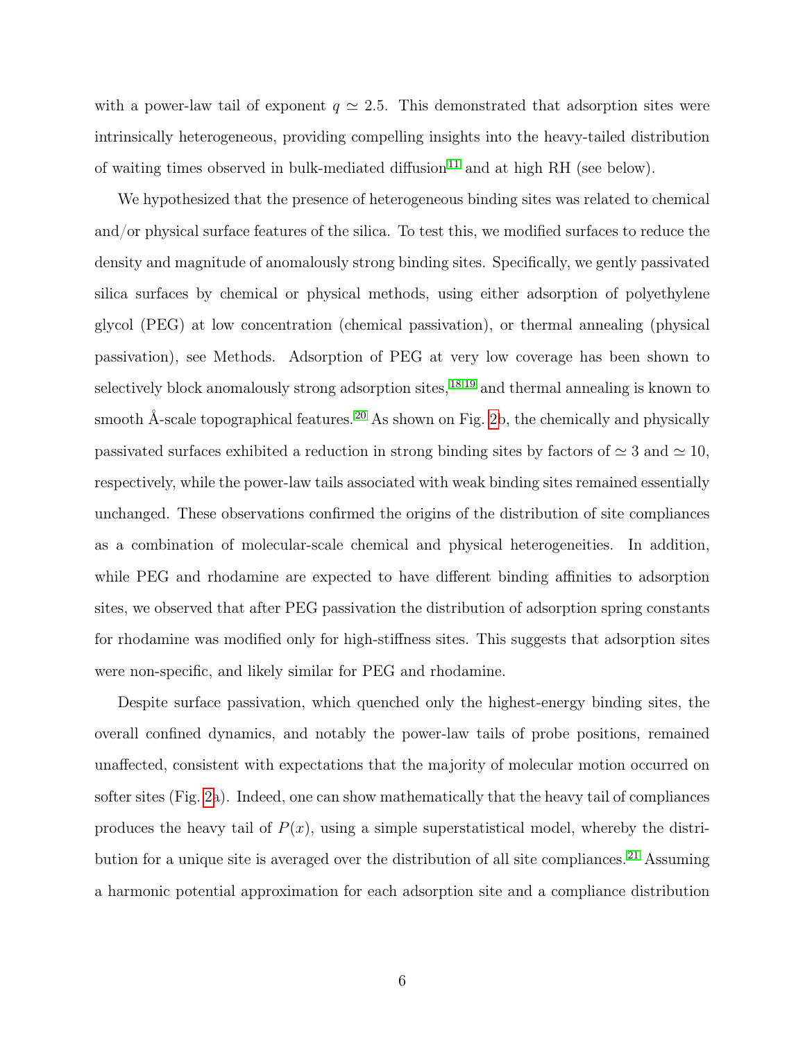with a power-law tail of exponent $q \simeq 2.5$. This demonstrated that adsorption sites were intrinsically heterogeneous, providing compelling insights into the heavy-tailed distribution of waiting times observed in bulk-mediated diffusion[11] and at high RH (see below).

We hypothesized that the presence of heterogeneous binding sites was related to chemical and/or physical surface features of the silica. To test this, we modified surfaces to reduce the density and magnitude of anomalously strong binding sites. Specifically, we gently passivated silica surfaces by chemical or physical methods, using either adsorption of polyethylene glycol (PEG) at low concentration (chemical passivation), or thermal annealing (physical passivation), see Methods. Adsorption of PEG at very low coverage has been shown to selectively block anomalously strong adsorption sites,[18,19] and thermal annealing is known to smooth Å-scale topographical features.[20] As shown on Fig. 2b, the chemically and physically passivated surfaces exhibited a reduction in strong binding sites by factors of $\simeq 3$ and $\simeq 10$, respectively, while the power-law tails associated with weak binding sites remained essentially unchanged. These observations confirmed the origins of the distribution of site compliances as a combination of molecular-scale chemical and physical heterogeneities. In addition, while PEG and rhodamine are expected to have different binding affinities to adsorption sites, we observed that after PEG passivation the distribution of adsorption spring constants for rhodamine was modified only for high-stiffness sites. This suggests that adsorption sites were non-specific, and likely similar for PEG and rhodamine.

Despite surface passivation, which quenched only the highest-energy binding sites, the overall confined dynamics, and notably the power-law tails of probe positions, remained unaffected, consistent with expectations that the majority of molecular motion occurred on softer sites (Fig. 2a). Indeed, one can show mathematically that the heavy tail of compliances produces the heavy tail of $P(x)$, using a simple superstatistical model, whereby the distribution for a unique site is averaged over the distribution of all site compliances.[21] Assuming a harmonic potential approximation for each adsorption site and a compliance distribution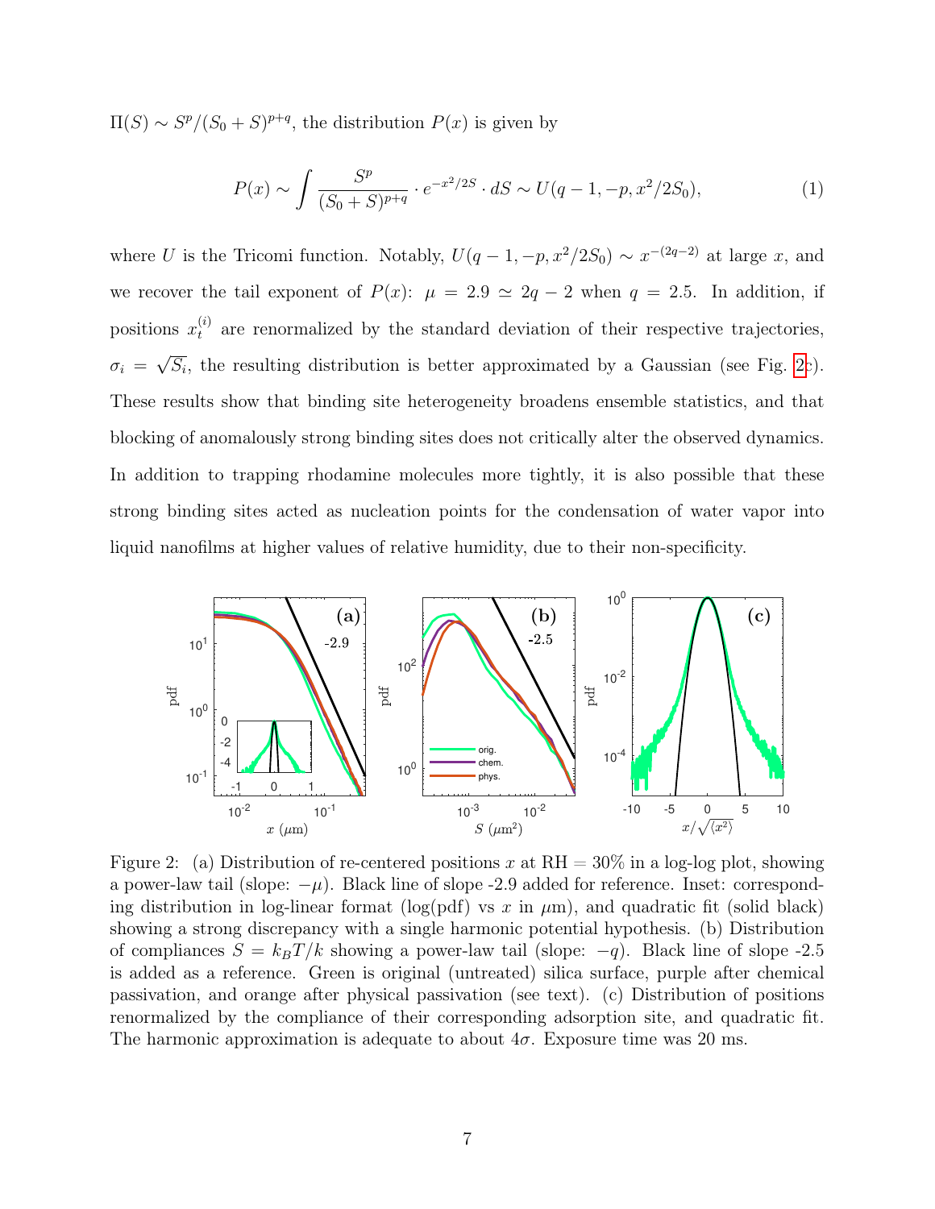$\Pi(S) \sim S^p/(S_0+S)^{p+q}$, the distribution $P(x)$ is given by

$$P(x) \sim \int \frac{S^p}{(S_0+S)^{p+q}} \cdot e^{-x^2/2S} \cdot dS \sim U(q-1, -p, x^2/2S_0), \tag{1}$$

where $U$ is the Tricomi function. Notably, $U(q-1,-p,x^2/2S_0) \sim x^{-(2q-2)}$ at large $x$, and we recover the tail exponent of $P(x)$: $\mu = 2.9 \simeq 2q-2$ when $q = 2.5$. In addition, if positions $x_t^{(i)}$ are renormalized by the standard deviation of their respective trajectories, $\sigma_i = \sqrt{S_i}$, the resulting distribution is better approximated by a Gaussian (see Fig. 2c). These results show that binding site heterogeneity broadens ensemble statistics, and that blocking of anomalously strong binding sites does not critically alter the observed dynamics. In addition to trapping rhodamine molecules more tightly, it is also possible that these strong binding sites acted as nucleation points for the condensation of water vapor into liquid nanofilms at higher values of relative humidity, due to their non-specificity.

Figure 2: (a) Distribution of re-centered positions $x$ at RH = 30% in a log-log plot, showing a power-law tail (slope: $-\mu$). Black line of slope -2.9 added for reference. Inset: corresponding distribution in log-linear format (log(pdf) vs $x$ in $\mu$m), and quadratic fit (solid black) showing a strong discrepancy with a single harmonic potential hypothesis. (b) Distribution of compliances $S = k_BT/k$ showing a power-law tail (slope: $-q$). Black line of slope -2.5 is added as a reference. Green is original (untreated) silica surface, purple after chemical passivation, and orange after physical passivation (see text). (c) Distribution of positions renormalized by the compliance of their corresponding adsorption site, and quadratic fit. The harmonic approximation is adequate to about $4\sigma$. Exposure time was 20 ms.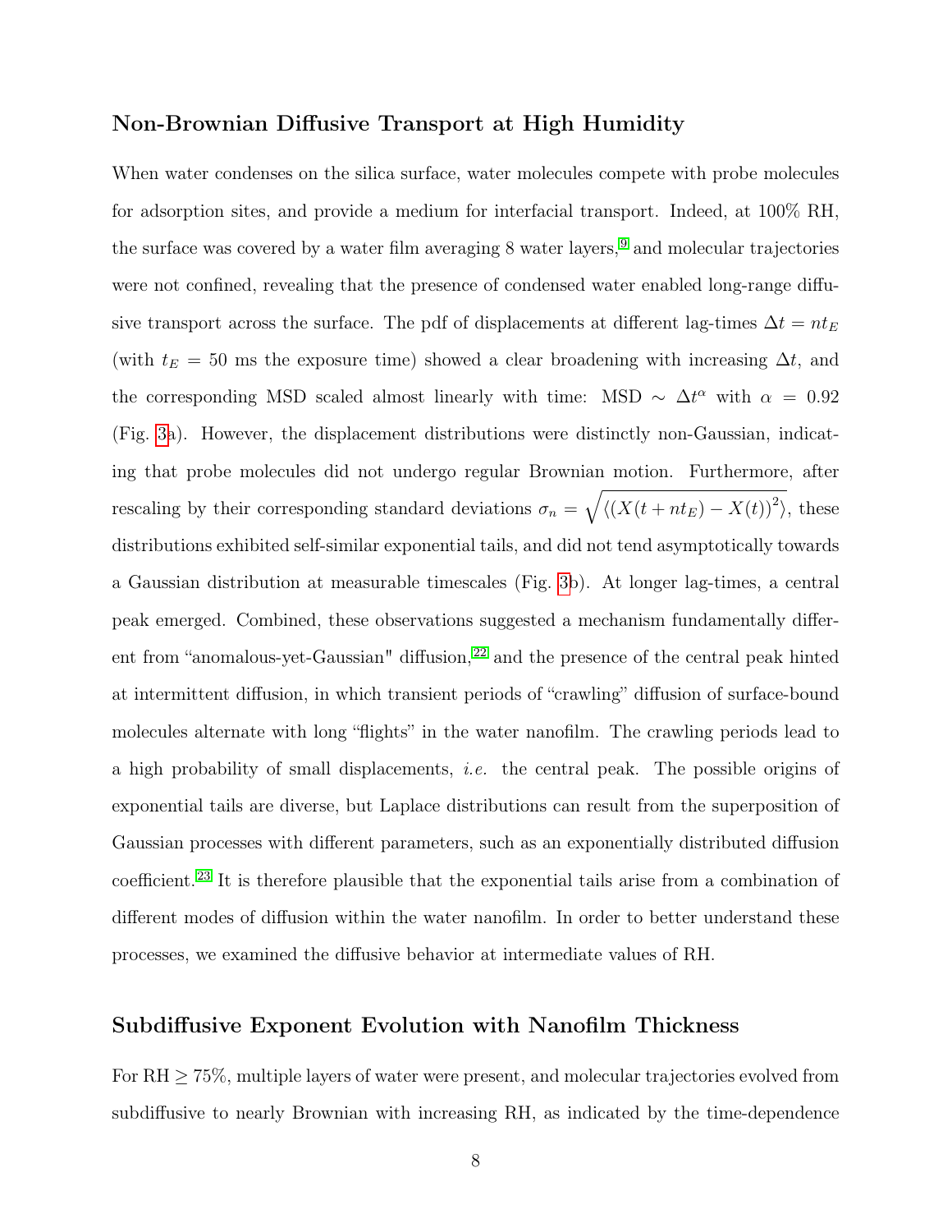## Non-Brownian Diffusive Transport at High Humidity

When water condenses on the silica surface, water molecules compete with probe molecules for adsorption sites, and provide a medium for interfacial transport. Indeed, at 100% RH, the surface was covered by a water film averaging 8 water layers,[9] and molecular trajectories were not confined, revealing that the presence of condensed water enabled long-range diffusive transport across the surface. The pdf of displacements at different lag-times $\Delta t = nt_E$ (with $t_E = 50$ ms the exposure time) showed a clear broadening with increasing $\Delta t$, and the corresponding MSD scaled almost linearly with time: MSD $\sim \Delta t^{\alpha}$ with $\alpha = 0.92$ (Fig. 3a). However, the displacement distributions were distinctly non-Gaussian, indicating that probe molecules did not undergo regular Brownian motion. Furthermore, after rescaling by their corresponding standard deviations $\sigma_n = \sqrt{\langle (X(t + nt_E) - X(t))^2 \rangle}$, these distributions exhibited self-similar exponential tails, and did not tend asymptotically towards a Gaussian distribution at measurable timescales (Fig. 3b). At longer lag-times, a central peak emerged. Combined, these observations suggested a mechanism fundamentally different from "anomalous-yet-Gaussian" diffusion,[22] and the presence of the central peak hinted at intermittent diffusion, in which transient periods of "crawling" diffusion of surface-bound molecules alternate with long "flights" in the water nanofilm. The crawling periods lead to a high probability of small displacements, *i.e.* the central peak. The possible origins of exponential tails are diverse, but Laplace distributions can result from the superposition of Gaussian processes with different parameters, such as an exponentially distributed diffusion coefficient.[23] It is therefore plausible that the exponential tails arise from a combination of different modes of diffusion within the water nanofilm. In order to better understand these processes, we examined the diffusive behavior at intermediate values of RH.

## Subdiffusive Exponent Evolution with Nanofilm Thickness

For RH $\geq$ 75%, multiple layers of water were present, and molecular trajectories evolved from subdiffusive to nearly Brownian with increasing RH, as indicated by the time-dependence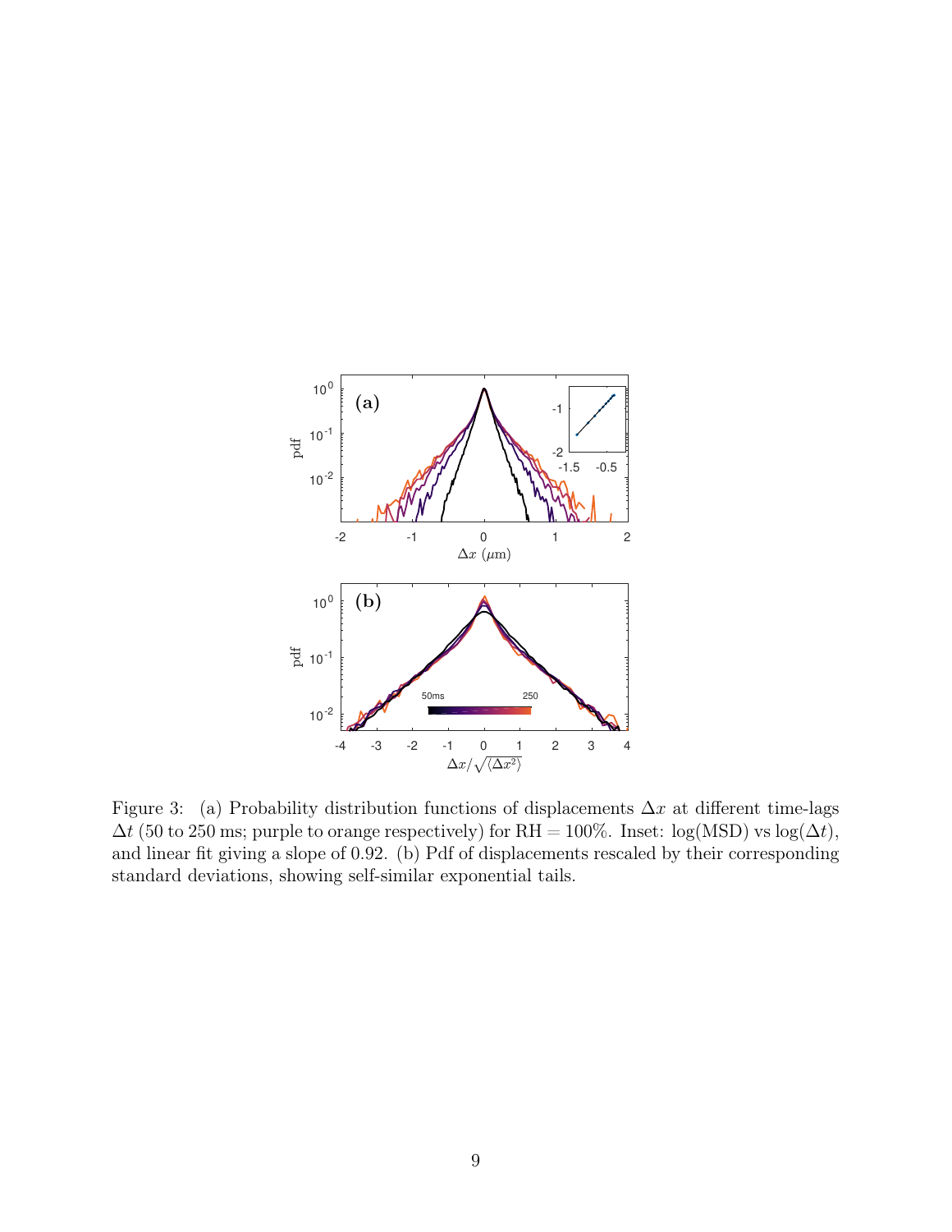Figure 3: (a) Probability distribution functions of displacements $\Delta x$ at different time-lags $\Delta t$ (50 to 250 ms; purple to orange respectively) for RH = 100%. Inset: log(MSD) vs log($\Delta t$), and linear fit giving a slope of 0.92. (b) Pdf of displacements rescaled by their corresponding standard deviations, showing self-similar exponential tails.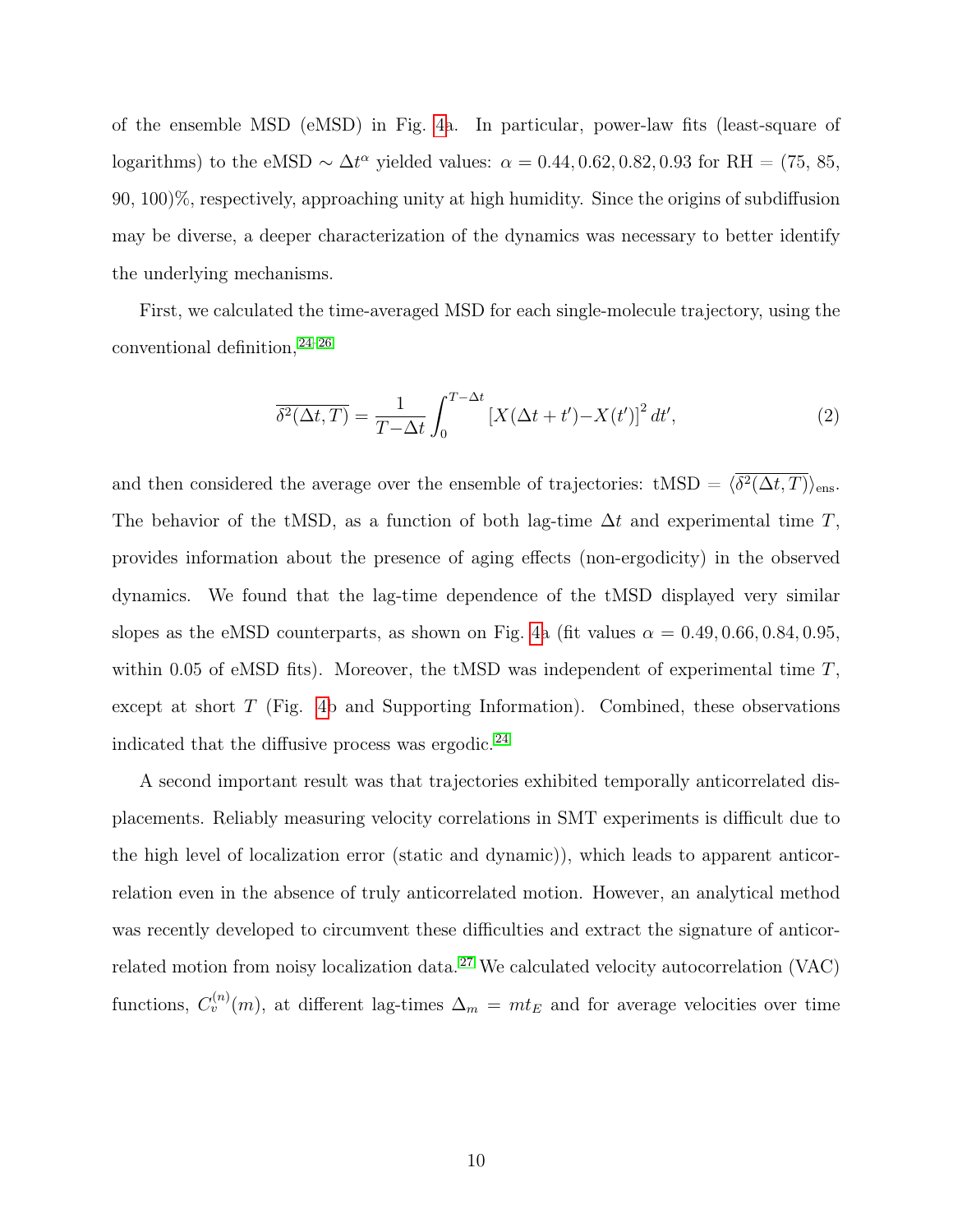of the ensemble MSD (eMSD) in Fig. 4a. In particular, power-law fits (least-square of logarithms) to the eMSD $\sim \Delta t^{\alpha}$ yielded values: $\alpha = 0.44, 0.62, 0.82, 0.93$ for RH = (75, 85, 90, 100)%, respectively, approaching unity at high humidity. Since the origins of subdiffusion may be diverse, a deeper characterization of the dynamics was necessary to better identify the underlying mechanisms.

First, we calculated the time-averaged MSD for each single-molecule trajectory, using the conventional definition,[24–26]

$$\overline{\delta^2(\Delta t, T)} = \frac{1}{T - \Delta t} \int_0^{T-\Delta t} \left[X(\Delta t + t') - X(t')\right]^2 dt', \tag{2}$$

and then considered the average over the ensemble of trajectories: tMSD = $\langle \overline{\delta^2(\Delta t, T)} \rangle_{\text{ens}}$. The behavior of the tMSD, as a function of both lag-time $\Delta t$ and experimental time $T$, provides information about the presence of aging effects (non-ergodicity) in the observed dynamics. We found that the lag-time dependence of the tMSD displayed very similar slopes as the eMSD counterparts, as shown on Fig. 4a (fit values $\alpha = 0.49, 0.66, 0.84, 0.95$, within 0.05 of eMSD fits). Moreover, the tMSD was independent of experimental time $T$, except at short $T$ (Fig. 4b and Supporting Information). Combined, these observations indicated that the diffusive process was ergodic.[24]

A second important result was that trajectories exhibited temporally anticorrelated displacements. Reliably measuring velocity correlations in SMT experiments is difficult due to the high level of localization error (static and dynamic)), which leads to apparent anticorrelation even in the absence of truly anticorrelated motion. However, an analytical method was recently developed to circumvent these difficulties and extract the signature of anticorrelated motion from noisy localization data.[27] We calculated velocity autocorrelation (VAC) functions, $C_v^{(n)}(m)$, at different lag-times $\Delta_m = m t_E$ and for average velocities over time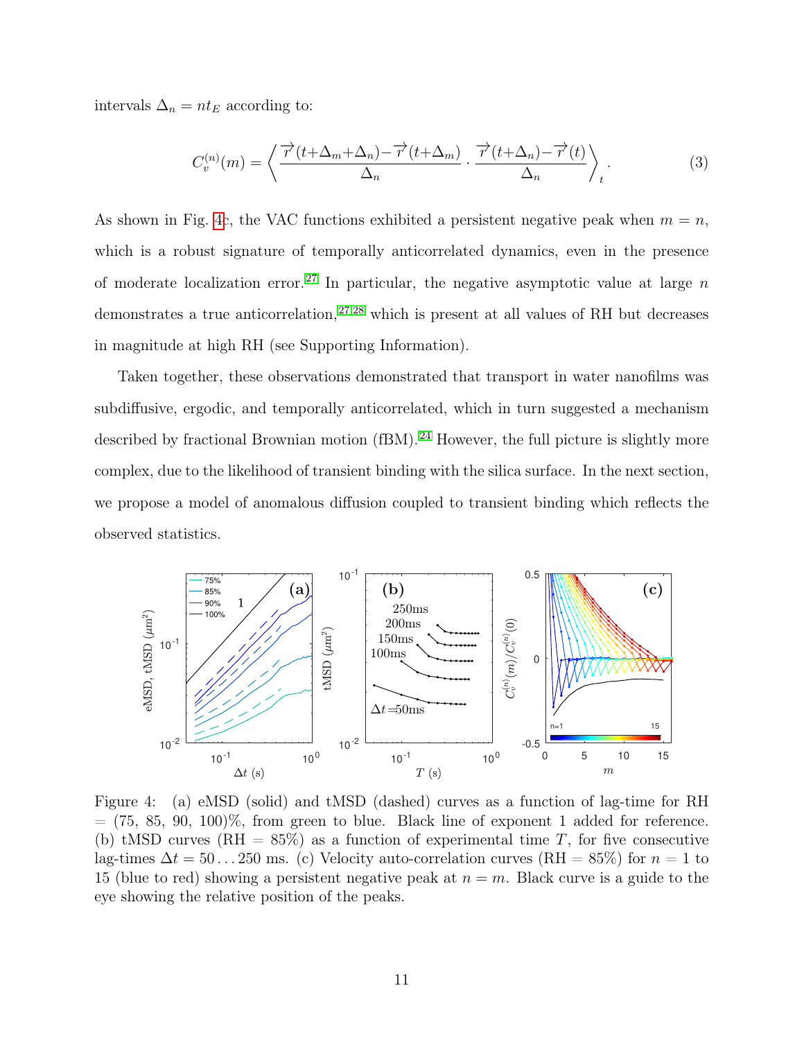intervals $\Delta_n = nt_E$ according to:

$$C_v^{(n)}(m) = \left\langle \frac{\overrightarrow{r}(t+\Delta_m+\Delta_n)-\overrightarrow{r}(t+\Delta_m)}{\Delta_n} \cdot \frac{\overrightarrow{r}(t+\Delta_n)-\overrightarrow{r}(t)}{\Delta_n} \right\rangle_t . \tag{3}$$

As shown in Fig. 4c, the VAC functions exhibited a persistent negative peak when $m = n$, which is a robust signature of temporally anticorrelated dynamics, even in the presence of moderate localization error.[27] In particular, the negative asymptotic value at large $n$ demonstrates a true anticorrelation,[27,28] which is present at all values of RH but decreases in magnitude at high RH (see Supporting Information).

Taken together, these observations demonstrated that transport in water nanofilms was subdiffusive, ergodic, and temporally anticorrelated, which in turn suggested a mechanism described by fractional Brownian motion (fBM).[24] However, the full picture is slightly more complex, due to the likelihood of transient binding with the silica surface. In the next section, we propose a model of anomalous diffusion coupled to transient binding which reflects the observed statistics.

Figure 4: (a) eMSD (solid) and tMSD (dashed) curves as a function of lag-time for RH = (75, 85, 90, 100)%, from green to blue. Black line of exponent 1 added for reference. (b) tMSD curves (RH = 85%) as a function of experimental time $T$, for five consecutive lag-times $\Delta t = 50 \ldots 250$ ms. (c) Velocity auto-correlation curves (RH = 85%) for $n = 1$ to 15 (blue to red) showing a persistent negative peak at $n = m$. Black curve is a guide to the eye showing the relative position of the peaks.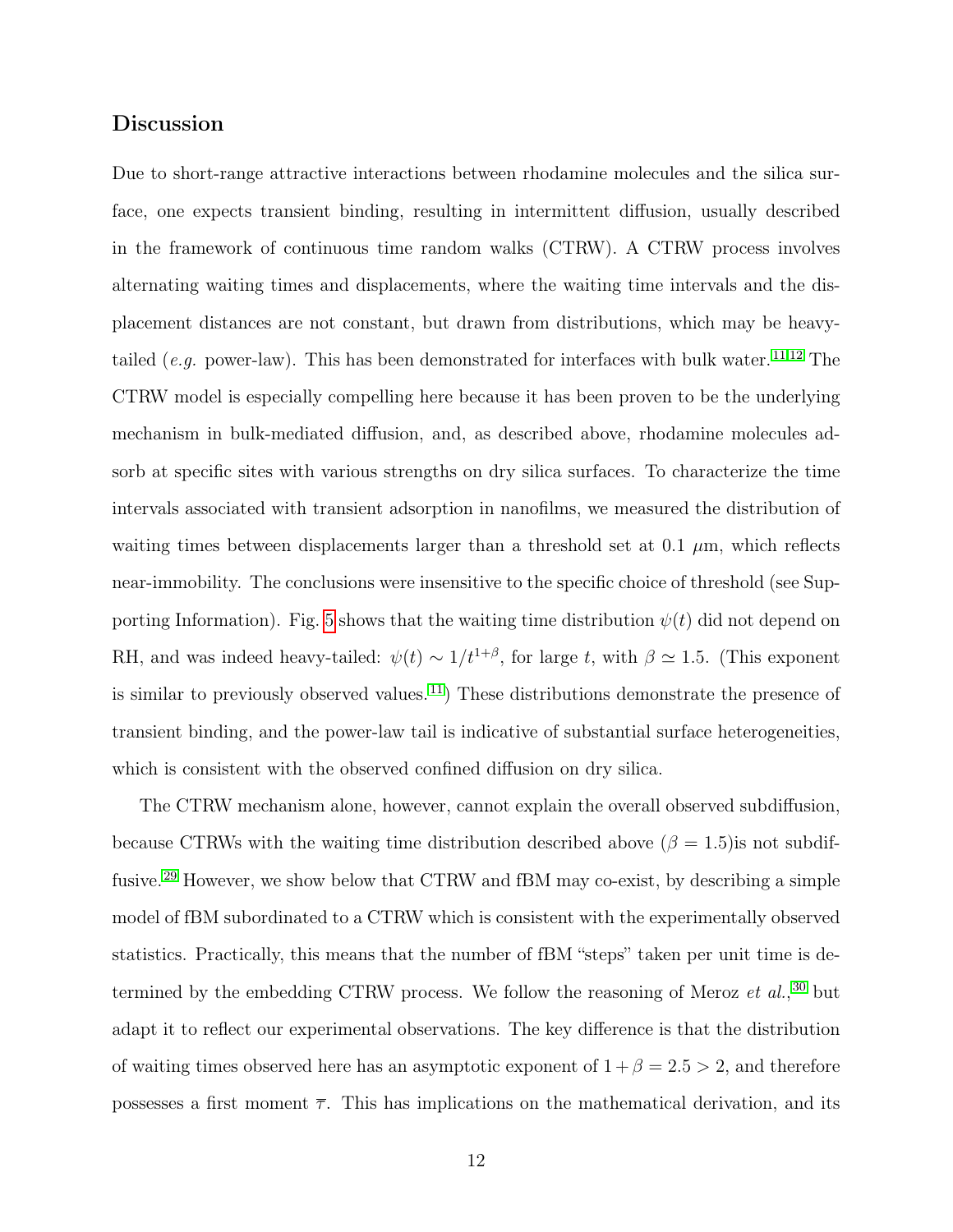## Discussion

Due to short-range attractive interactions between rhodamine molecules and the silica surface, one expects transient binding, resulting in intermittent diffusion, usually described in the framework of continuous time random walks (CTRW). A CTRW process involves alternating waiting times and displacements, where the waiting time intervals and the displacement distances are not constant, but drawn from distributions, which may be heavy-tailed (*e.g.* power-law). This has been demonstrated for interfaces with bulk water.[11,12] The CTRW model is especially compelling here because it has been proven to be the underlying mechanism in bulk-mediated diffusion, and, as described above, rhodamine molecules adsorb at specific sites with various strengths on dry silica surfaces. To characterize the time intervals associated with transient adsorption in nanofilms, we measured the distribution of waiting times between displacements larger than a threshold set at 0.1 $\mu$m, which reflects near-immobility. The conclusions were insensitive to the specific choice of threshold (see Supporting Information). Fig. 5 shows that the waiting time distribution $\psi(t)$ did not depend on RH, and was indeed heavy-tailed: $\psi(t) \sim 1/t^{1+\beta}$, for large $t$, with $\beta \simeq 1.5$. (This exponent is similar to previously observed values.[11]) These distributions demonstrate the presence of transient binding, and the power-law tail is indicative of substantial surface heterogeneities, which is consistent with the observed confined diffusion on dry silica.

The CTRW mechanism alone, however, cannot explain the overall observed subdiffusion, because CTRWs with the waiting time distribution described above ($\beta = 1.5$)is not subdiffusive.[29] However, we show below that CTRW and fBM may co-exist, by describing a simple model of fBM subordinated to a CTRW which is consistent with the experimentally observed statistics. Practically, this means that the number of fBM "steps" taken per unit time is determined by the embedding CTRW process. We follow the reasoning of Meroz *et al.*,[30] but adapt it to reflect our experimental observations. The key difference is that the distribution of waiting times observed here has an asymptotic exponent of $1 + \beta = 2.5 > 2$, and therefore possesses a first moment $\overline{\tau}$. This has implications on the mathematical derivation, and its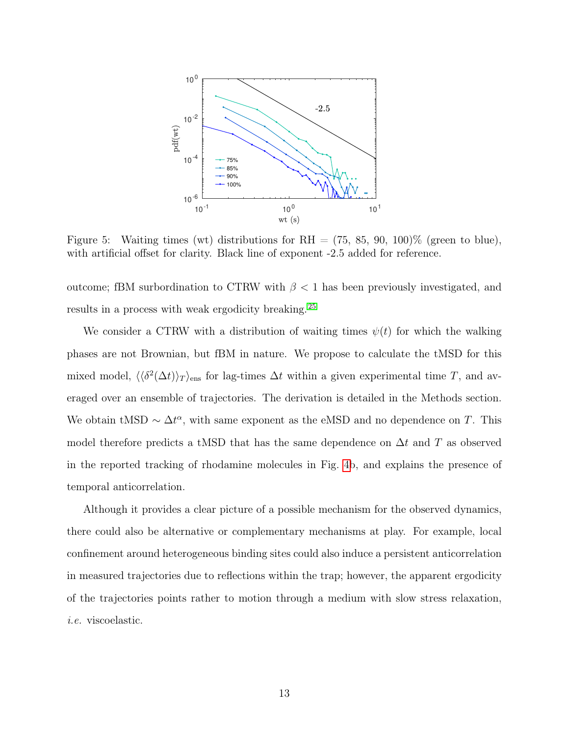Figure 5: Waiting times (wt) distributions for RH = (75, 85, 90, 100)% (green to blue), with artificial offset for clarity. Black line of exponent -2.5 added for reference.

outcome; fBM surbordination to CTRW with $\beta < 1$ has been previously investigated, and results in a process with weak ergodicity breaking.[25]

We consider a CTRW with a distribution of waiting times $\psi(t)$ for which the walking phases are not Brownian, but fBM in nature. We propose to calculate the tMSD for this mixed model, $\langle\langle\delta^2(\Delta t)\rangle_T\rangle_{\text{ens}}$ for lag-times $\Delta t$ within a given experimental time $T$, and averaged over an ensemble of trajectories. The derivation is detailed in the Methods section. We obtain tMSD $\sim \Delta t^{\alpha}$, with same exponent as the eMSD and no dependence on $T$. This model therefore predicts a tMSD that has the same dependence on $\Delta t$ and $T$ as observed in the reported tracking of rhodamine molecules in Fig. 4b, and explains the presence of temporal anticorrelation.

Although it provides a clear picture of a possible mechanism for the observed dynamics, there could also be alternative or complementary mechanisms at play. For example, local confinement around heterogeneous binding sites could also induce a persistent anticorrelation in measured trajectories due to reflections within the trap; however, the apparent ergodicity of the trajectories points rather to motion through a medium with slow stress relaxation, *i.e.* viscoelastic.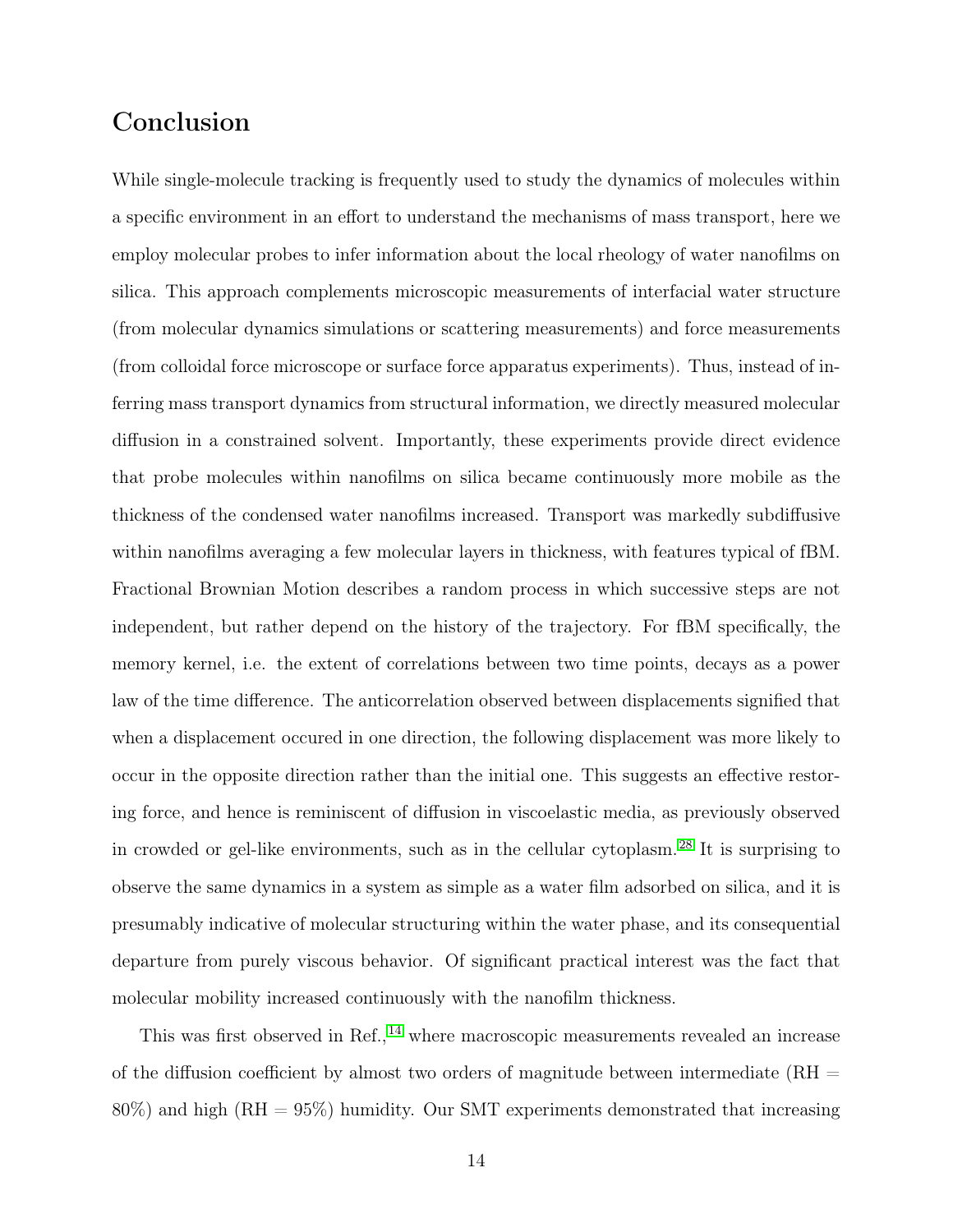## Conclusion

While single-molecule tracking is frequently used to study the dynamics of molecules within a specific environment in an effort to understand the mechanisms of mass transport, here we employ molecular probes to infer information about the local rheology of water nanofilms on silica. This approach complements microscopic measurements of interfacial water structure (from molecular dynamics simulations or scattering measurements) and force measurements (from colloidal force microscope or surface force apparatus experiments). Thus, instead of inferring mass transport dynamics from structural information, we directly measured molecular diffusion in a constrained solvent. Importantly, these experiments provide direct evidence that probe molecules within nanofilms on silica became continuously more mobile as the thickness of the condensed water nanofilms increased. Transport was markedly subdiffusive within nanofilms averaging a few molecular layers in thickness, with features typical of fBM. Fractional Brownian Motion describes a random process in which successive steps are not independent, but rather depend on the history of the trajectory. For fBM specifically, the memory kernel, i.e. the extent of correlations between two time points, decays as a power law of the time difference. The anticorrelation observed between displacements signified that when a displacement occured in one direction, the following displacement was more likely to occur in the opposite direction rather than the initial one. This suggests an effective restoring force, and hence is reminiscent of diffusion in viscoelastic media, as previously observed in crowded or gel-like environments, such as in the cellular cytoplasm.[28] It is surprising to observe the same dynamics in a system as simple as a water film adsorbed on silica, and it is presumably indicative of molecular structuring within the water phase, and its consequential departure from purely viscous behavior. Of significant practical interest was the fact that molecular mobility increased continuously with the nanofilm thickness.

This was first observed in Ref.,[14] where macroscopic measurements revealed an increase of the diffusion coefficient by almost two orders of magnitude between intermediate (RH = 80%) and high (RH = 95%) humidity. Our SMT experiments demonstrated that increasing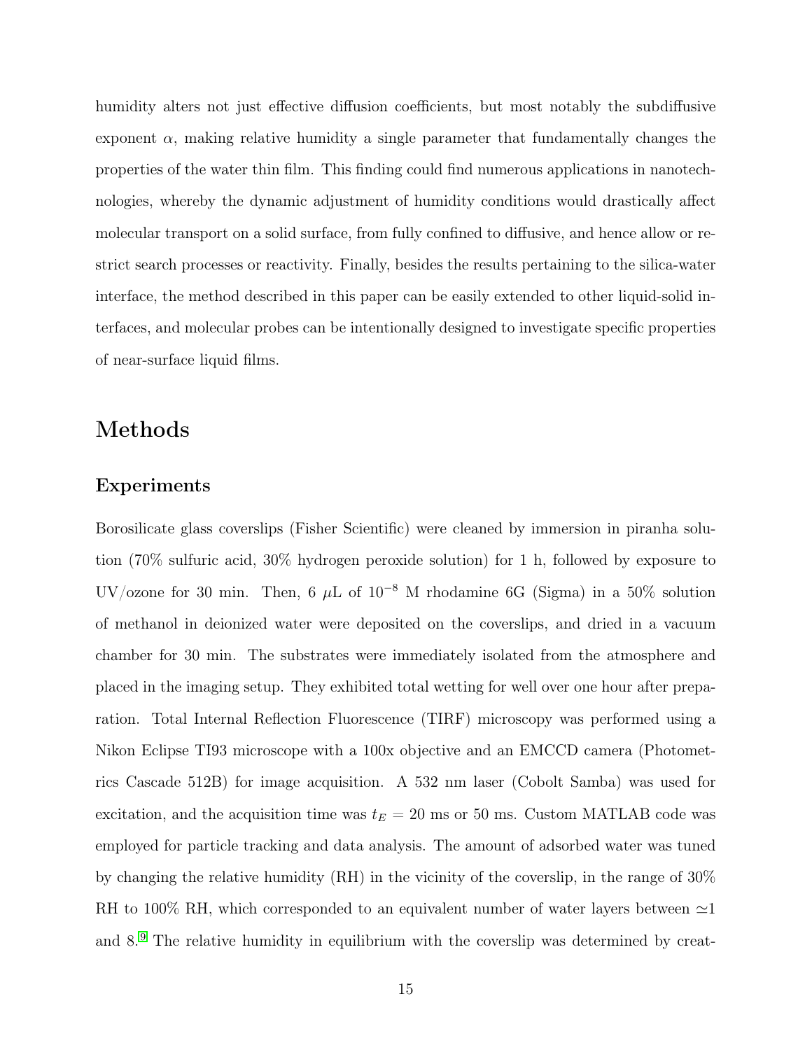humidity alters not just effective diffusion coefficients, but most notably the subdiffusive exponent $\alpha$, making relative humidity a single parameter that fundamentally changes the properties of the water thin film. This finding could find numerous applications in nanotechnologies, whereby the dynamic adjustment of humidity conditions would drastically affect molecular transport on a solid surface, from fully confined to diffusive, and hence allow or restrict search processes or reactivity. Finally, besides the results pertaining to the silica-water interface, the method described in this paper can be easily extended to other liquid-solid interfaces, and molecular probes can be intentionally designed to investigate specific properties of near-surface liquid films.

## Methods

### Experiments

Borosilicate glass coverslips (Fisher Scientific) were cleaned by immersion in piranha solution (70% sulfuric acid, 30% hydrogen peroxide solution) for 1 h, followed by exposure to UV/ozone for 30 min. Then, 6 $\mu$L of $10^{-8}$ M rhodamine 6G (Sigma) in a 50% solution of methanol in deionized water were deposited on the coverslips, and dried in a vacuum chamber for 30 min. The substrates were immediately isolated from the atmosphere and placed in the imaging setup. They exhibited total wetting for well over one hour after preparation. Total Internal Reflection Fluorescence (TIRF) microscopy was performed using a Nikon Eclipse TI93 microscope with a 100x objective and an EMCCD camera (Photometrics Cascade 512B) for image acquisition. A 532 nm laser (Cobolt Samba) was used for excitation, and the acquisition time was $t_E = 20$ ms or 50 ms. Custom MATLAB code was employed for particle tracking and data analysis. The amount of adsorbed water was tuned by changing the relative humidity (RH) in the vicinity of the coverslip, in the range of 30% RH to 100% RH, which corresponded to an equivalent number of water layers between $\simeq$1 and 8.[9] The relative humidity in equilibrium with the coverslip was determined by creat-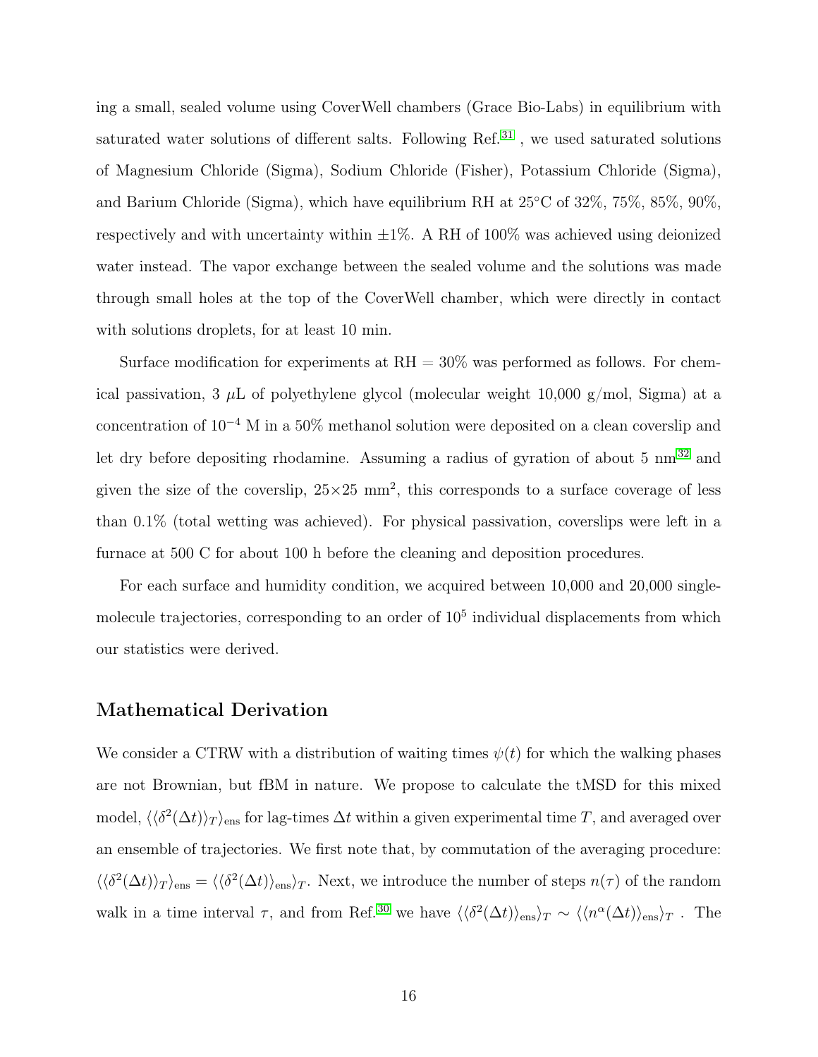ing a small, sealed volume using CoverWell chambers (Grace Bio-Labs) in equilibrium with saturated water solutions of different salts. Following Ref.[31] , we used saturated solutions of Magnesium Chloride (Sigma), Sodium Chloride (Fisher), Potassium Chloride (Sigma), and Barium Chloride (Sigma), which have equilibrium RH at 25°C of 32%, 75%, 85%, 90%, respectively and with uncertainty within ±1%. A RH of 100% was achieved using deionized water instead. The vapor exchange between the sealed volume and the solutions was made through small holes at the top of the CoverWell chamber, which were directly in contact with solutions droplets, for at least 10 min.

Surface modification for experiments at RH = 30% was performed as follows. For chemical passivation, 3 $\mu$L of polyethylene glycol (molecular weight 10,000 g/mol, Sigma) at a concentration of $10^{-4}$ M in a 50% methanol solution were deposited on a clean coverslip and let dry before depositing rhodamine. Assuming a radius of gyration of about 5 nm[32] and given the size of the coverslip, 25×25 mm$^2$, this corresponds to a surface coverage of less than 0.1% (total wetting was achieved). For physical passivation, coverslips were left in a furnace at 500 C for about 100 h before the cleaning and deposition procedures.

For each surface and humidity condition, we acquired between 10,000 and 20,000 single-molecule trajectories, corresponding to an order of $10^5$ individual displacements from which our statistics were derived.

## Mathematical Derivation

We consider a CTRW with a distribution of waiting times $\psi(t)$ for which the walking phases are not Brownian, but fBM in nature. We propose to calculate the tMSD for this mixed model, $\langle\langle\delta^2(\Delta t)\rangle_T\rangle_{\text{ens}}$ for lag-times $\Delta t$ within a given experimental time $T$, and averaged over an ensemble of trajectories. We first note that, by commutation of the averaging procedure: $\langle\langle\delta^2(\Delta t)\rangle_T\rangle_{\text{ens}} = \langle\langle\delta^2(\Delta t)\rangle_{\text{ens}}\rangle_T$. Next, we introduce the number of steps $n(\tau)$ of the random walk in a time interval $\tau$, and from Ref.[30] we have $\langle\langle\delta^2(\Delta t)\rangle_{\text{ens}}\rangle_T \sim \langle\langle n^\alpha(\Delta t)\rangle_{\text{ens}}\rangle_T$ . The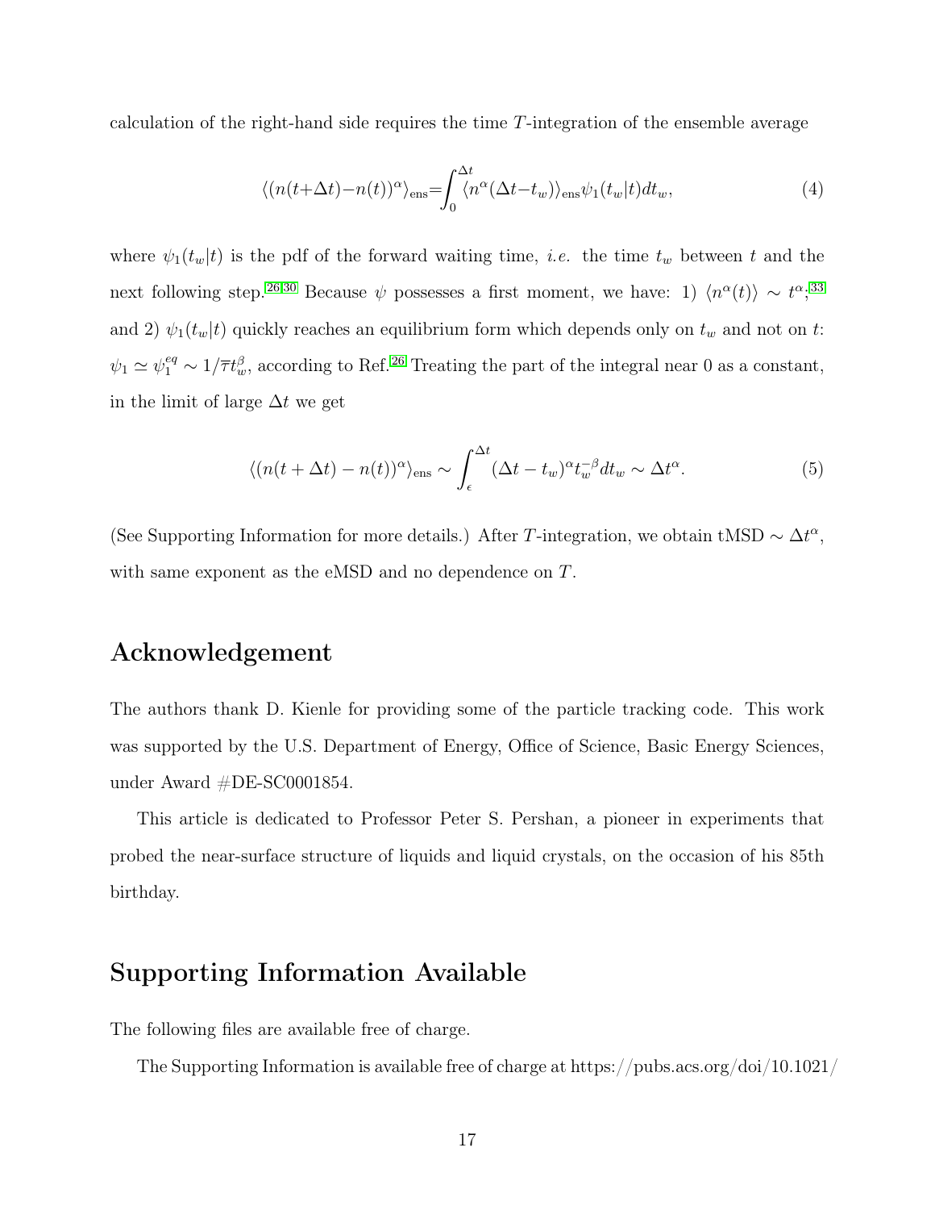calculation of the right-hand side requires the time $T$-integration of the ensemble average

$$\langle (n(t+\Delta t)-n(t))^{\alpha}\rangle_{\text{ens}}=\int_0^{\Delta t}\langle n^{\alpha}(\Delta t-t_w)\rangle_{\text{ens}}\psi_1(t_w|t)dt_w, \tag{4}$$

where $\psi_1(t_w|t)$ is the pdf of the forward waiting time, *i.e.* the time $t_w$ between $t$ and the next following step.[26,30] Because $\psi$ possesses a first moment, we have: 1) $\langle n^{\alpha}(t)\rangle \sim t^{\alpha}$;[33] and 2) $\psi_1(t_w|t)$ quickly reaches an equilibrium form which depends only on $t_w$ and not on $t$: $\psi_1 \simeq \psi_1^{eq} \sim 1/\overline{\tau} t_w^{\beta}$, according to Ref.[26] Treating the part of the integral near 0 as a constant, in the limit of large $\Delta t$ we get

$$\langle (n(t+\Delta t)-n(t))^{\alpha}\rangle_{\text{ens}} \sim \int_{\epsilon}^{\Delta t}(\Delta t - t_w)^{\alpha} t_w^{-\beta} dt_w \sim \Delta t^{\alpha}. \tag{5}$$

(See Supporting Information for more details.) After $T$-integration, we obtain tMSD $\sim \Delta t^{\alpha}$, with same exponent as the eMSD and no dependence on $T$.

## Acknowledgement

The authors thank D. Kienle for providing some of the particle tracking code. This work was supported by the U.S. Department of Energy, Office of Science, Basic Energy Sciences, under Award #DE-SC0001854.

This article is dedicated to Professor Peter S. Pershan, a pioneer in experiments that probed the near-surface structure of liquids and liquid crystals, on the occasion of his 85th birthday.

## Supporting Information Available

The following files are available free of charge.

The Supporting Information is available free of charge at https://pubs.acs.org/doi/10.1021/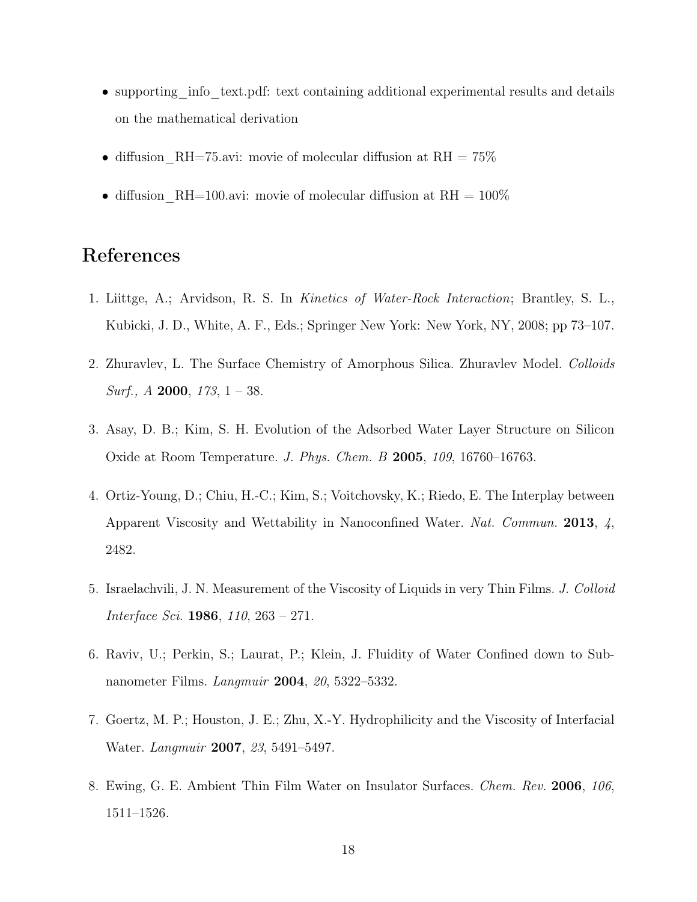- supporting_info_text.pdf: text containing additional experimental results and details on the mathematical derivation
- diffusion_RH=75.avi: movie of molecular diffusion at RH = 75%
- diffusion_RH=100.avi: movie of molecular diffusion at RH = 100%

## References

1. Liittge, A.; Arvidson, R. S. In *Kinetics of Water-Rock Interaction*; Brantley, S. L., Kubicki, J. D., White, A. F., Eds.; Springer New York: New York, NY, 2008; pp 73–107.
2. Zhuravlev, L. The Surface Chemistry of Amorphous Silica. Zhuravlev Model. *Colloids Surf., A* **2000**, *173*, 1 – 38.
3. Asay, D. B.; Kim, S. H. Evolution of the Adsorbed Water Layer Structure on Silicon Oxide at Room Temperature. *J. Phys. Chem. B* **2005**, *109*, 16760–16763.
4. Ortiz-Young, D.; Chiu, H.-C.; Kim, S.; Voitchovsky, K.; Riedo, E. The Interplay between Apparent Viscosity and Wettability in Nanoconfined Water. *Nat. Commun.* **2013**, *4*, 2482.
5. Israelachvili, J. N. Measurement of the Viscosity of Liquids in very Thin Films. *J. Colloid Interface Sci.* **1986**, *110*, 263 – 271.
6. Raviv, U.; Perkin, S.; Laurat, P.; Klein, J. Fluidity of Water Confined down to Subnanometer Films. *Langmuir* **2004**, *20*, 5322–5332.
7. Goertz, M. P.; Houston, J. E.; Zhu, X.-Y. Hydrophilicity and the Viscosity of Interfacial Water. *Langmuir* **2007**, *23*, 5491–5497.
8. Ewing, G. E. Ambient Thin Film Water on Insulator Surfaces. *Chem. Rev.* **2006**, *106*, 1511–1526.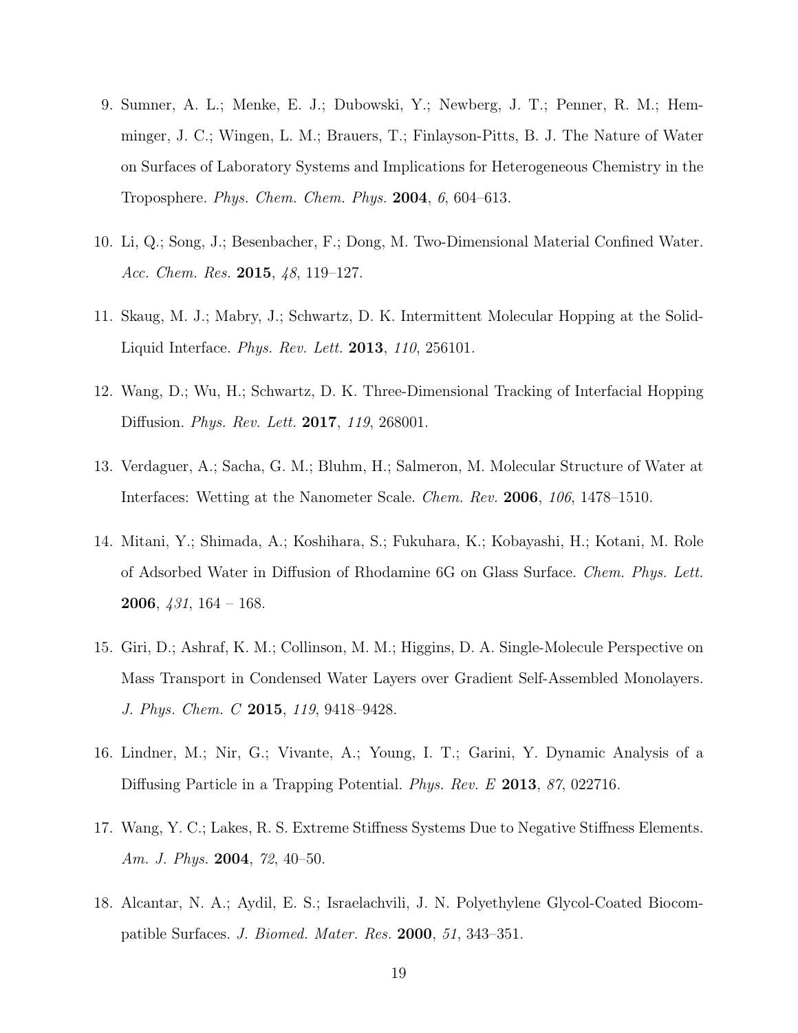9. Sumner, A. L.; Menke, E. J.; Dubowski, Y.; Newberg, J. T.; Penner, R. M.; Hemminger, J. C.; Wingen, L. M.; Brauers, T.; Finlayson-Pitts, B. J. The Nature of Water on Surfaces of Laboratory Systems and Implications for Heterogeneous Chemistry in the Troposphere. *Phys. Chem. Chem. Phys.* **2004**, *6*, 604–613.

10. Li, Q.; Song, J.; Besenbacher, F.; Dong, M. Two-Dimensional Material Confined Water. *Acc. Chem. Res.* **2015**, *48*, 119–127.

11. Skaug, M. J.; Mabry, J.; Schwartz, D. K. Intermittent Molecular Hopping at the Solid-Liquid Interface. *Phys. Rev. Lett.* **2013**, *110*, 256101.

12. Wang, D.; Wu, H.; Schwartz, D. K. Three-Dimensional Tracking of Interfacial Hopping Diffusion. *Phys. Rev. Lett.* **2017**, *119*, 268001.

13. Verdaguer, A.; Sacha, G. M.; Bluhm, H.; Salmeron, M. Molecular Structure of Water at Interfaces: Wetting at the Nanometer Scale. *Chem. Rev.* **2006**, *106*, 1478–1510.

14. Mitani, Y.; Shimada, A.; Koshihara, S.; Fukuhara, K.; Kobayashi, H.; Kotani, M. Role of Adsorbed Water in Diffusion of Rhodamine 6G on Glass Surface. *Chem. Phys. Lett.* **2006**, *431*, 164 – 168.

15. Giri, D.; Ashraf, K. M.; Collinson, M. M.; Higgins, D. A. Single-Molecule Perspective on Mass Transport in Condensed Water Layers over Gradient Self-Assembled Monolayers. *J. Phys. Chem. C* **2015**, *119*, 9418–9428.

16. Lindner, M.; Nir, G.; Vivante, A.; Young, I. T.; Garini, Y. Dynamic Analysis of a Diffusing Particle in a Trapping Potential. *Phys. Rev. E* **2013**, *87*, 022716.

17. Wang, Y. C.; Lakes, R. S. Extreme Stiffness Systems Due to Negative Stiffness Elements. *Am. J. Phys.* **2004**, *72*, 40–50.

18. Alcantar, N. A.; Aydil, E. S.; Israelachvili, J. N. Polyethylene Glycol-Coated Biocompatible Surfaces. *J. Biomed. Mater. Res.* **2000**, *51*, 343–351.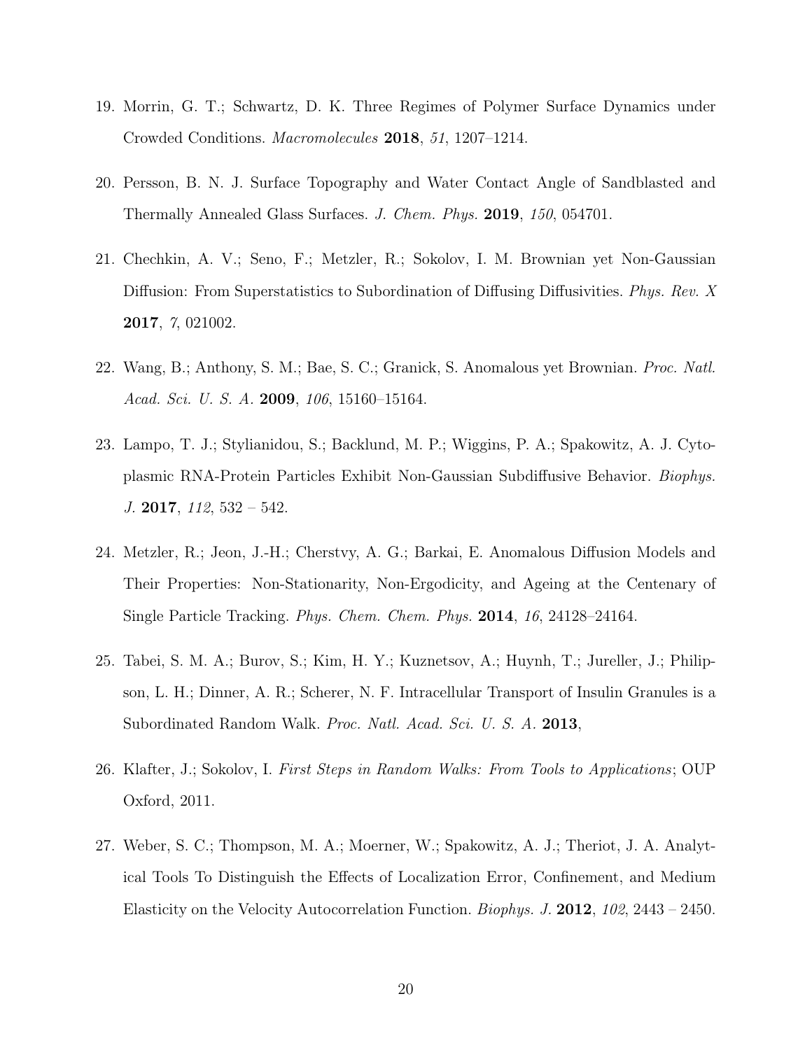19. Morrin, G. T.; Schwartz, D. K. Three Regimes of Polymer Surface Dynamics under Crowded Conditions. *Macromolecules* **2018**, *51*, 1207–1214.

20. Persson, B. N. J. Surface Topography and Water Contact Angle of Sandblasted and Thermally Annealed Glass Surfaces. *J. Chem. Phys.* **2019**, *150*, 054701.

21. Chechkin, A. V.; Seno, F.; Metzler, R.; Sokolov, I. M. Brownian yet Non-Gaussian Diffusion: From Superstatistics to Subordination of Diffusing Diffusivities. *Phys. Rev. X* **2017**, *7*, 021002.

22. Wang, B.; Anthony, S. M.; Bae, S. C.; Granick, S. Anomalous yet Brownian. *Proc. Natl. Acad. Sci. U. S. A.* **2009**, *106*, 15160–15164.

23. Lampo, T. J.; Stylianidou, S.; Backlund, M. P.; Wiggins, P. A.; Spakowitz, A. J. Cytoplasmic RNA-Protein Particles Exhibit Non-Gaussian Subdiffusive Behavior. *Biophys. J.* **2017**, *112*, 532 – 542.

24. Metzler, R.; Jeon, J.-H.; Cherstvy, A. G.; Barkai, E. Anomalous Diffusion Models and Their Properties: Non-Stationarity, Non-Ergodicity, and Ageing at the Centenary of Single Particle Tracking. *Phys. Chem. Chem. Phys.* **2014**, *16*, 24128–24164.

25. Tabei, S. M. A.; Burov, S.; Kim, H. Y.; Kuznetsov, A.; Huynh, T.; Jureller, J.; Philipson, L. H.; Dinner, A. R.; Scherer, N. F. Intracellular Transport of Insulin Granules is a Subordinated Random Walk. *Proc. Natl. Acad. Sci. U. S. A.* **2013**,

26. Klafter, J.; Sokolov, I. *First Steps in Random Walks: From Tools to Applications*; OUP Oxford, 2011.

27. Weber, S. C.; Thompson, M. A.; Moerner, W.; Spakowitz, A. J.; Theriot, J. A. Analytical Tools To Distinguish the Effects of Localization Error, Confinement, and Medium Elasticity on the Velocity Autocorrelation Function. *Biophys. J.* **2012**, *102*, 2443 – 2450.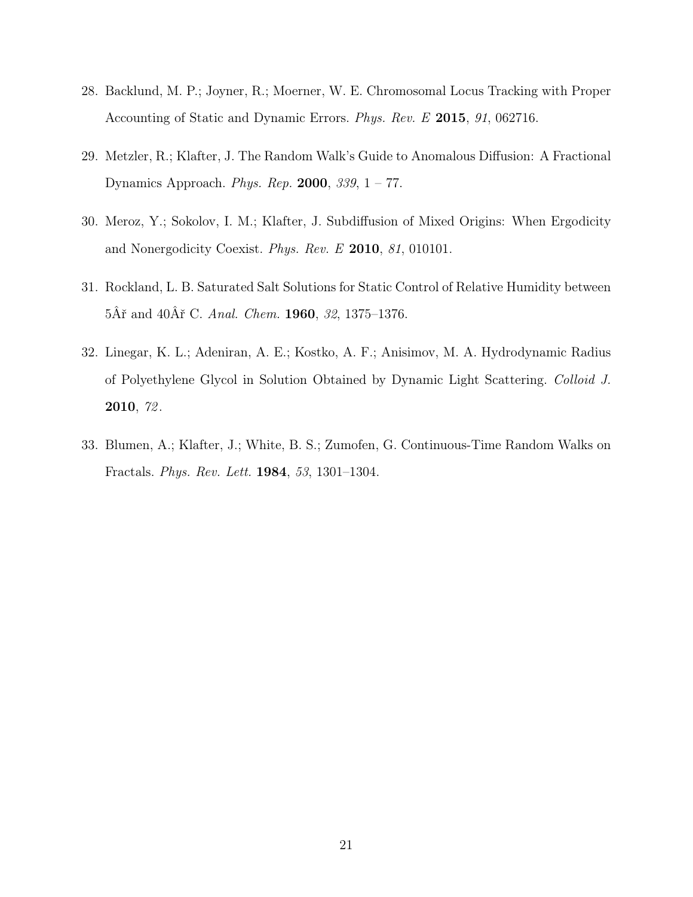28. Backlund, M. P.; Joyner, R.; Moerner, W. E. Chromosomal Locus Tracking with Proper Accounting of Static and Dynamic Errors. *Phys. Rev. E* **2015**, *91*, 062716.

29. Metzler, R.; Klafter, J. The Random Walk's Guide to Anomalous Diffusion: A Fractional Dynamics Approach. *Phys. Rep.* **2000**, *339*, 1 – 77.

30. Meroz, Y.; Sokolov, I. M.; Klafter, J. Subdiffusion of Mixed Origins: When Ergodicity and Nonergodicity Coexist. *Phys. Rev. E* **2010**, *81*, 010101.

31. Rockland, L. B. Saturated Salt Solutions for Static Control of Relative Humidity between 5Âř and 40Âř C. *Anal. Chem.* **1960**, *32*, 1375–1376.

32. Linegar, K. L.; Adeniran, A. E.; Kostko, A. F.; Anisimov, M. A. Hydrodynamic Radius of Polyethylene Glycol in Solution Obtained by Dynamic Light Scattering. *Colloid J.* **2010**, *72*.

33. Blumen, A.; Klafter, J.; White, B. S.; Zumofen, G. Continuous-Time Random Walks on Fractals. *Phys. Rev. Lett.* **1984**, *53*, 1301–1304.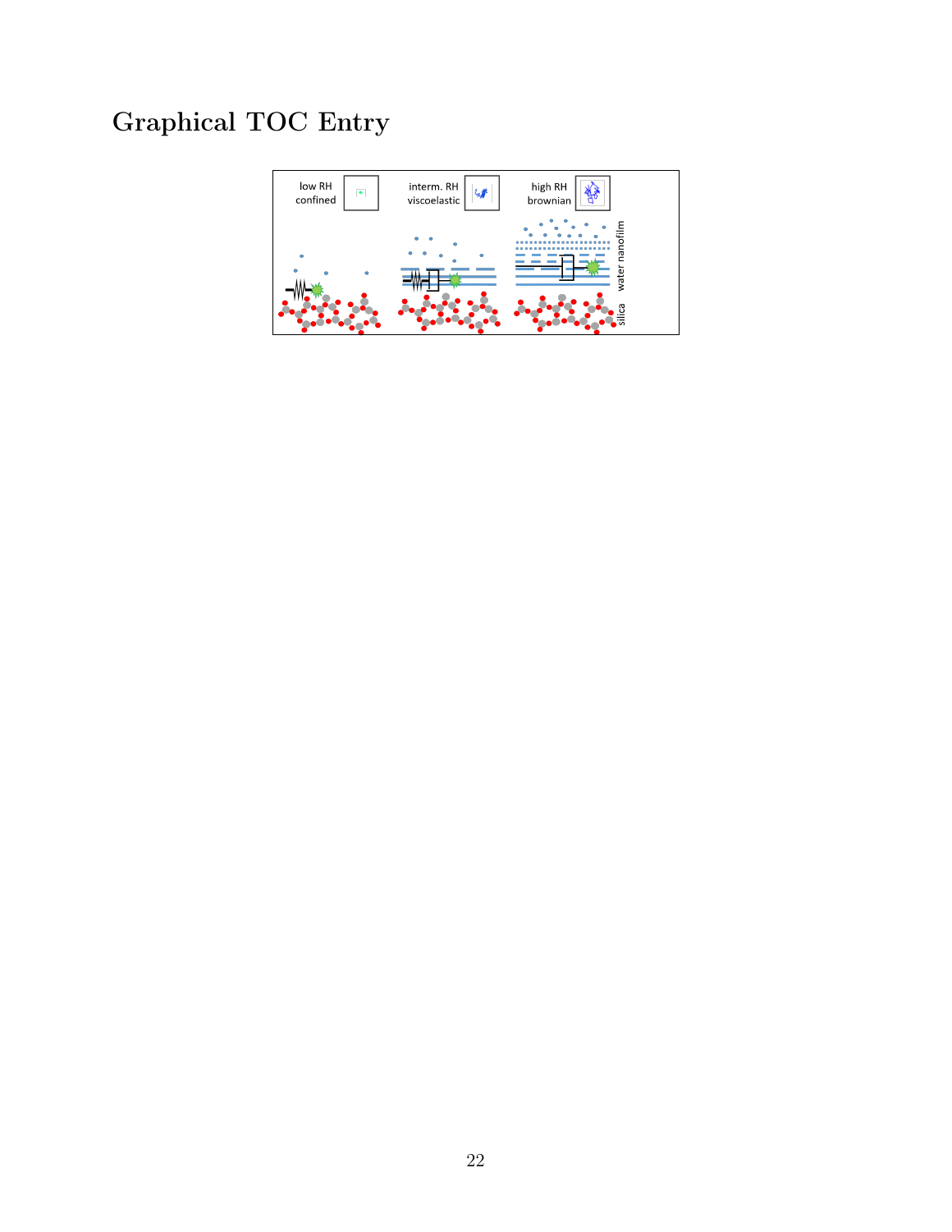# Graphical TOC Entry

low RH
confined

interm. RH
viscoelastic

high RH
brownian

water nanofilm

silica